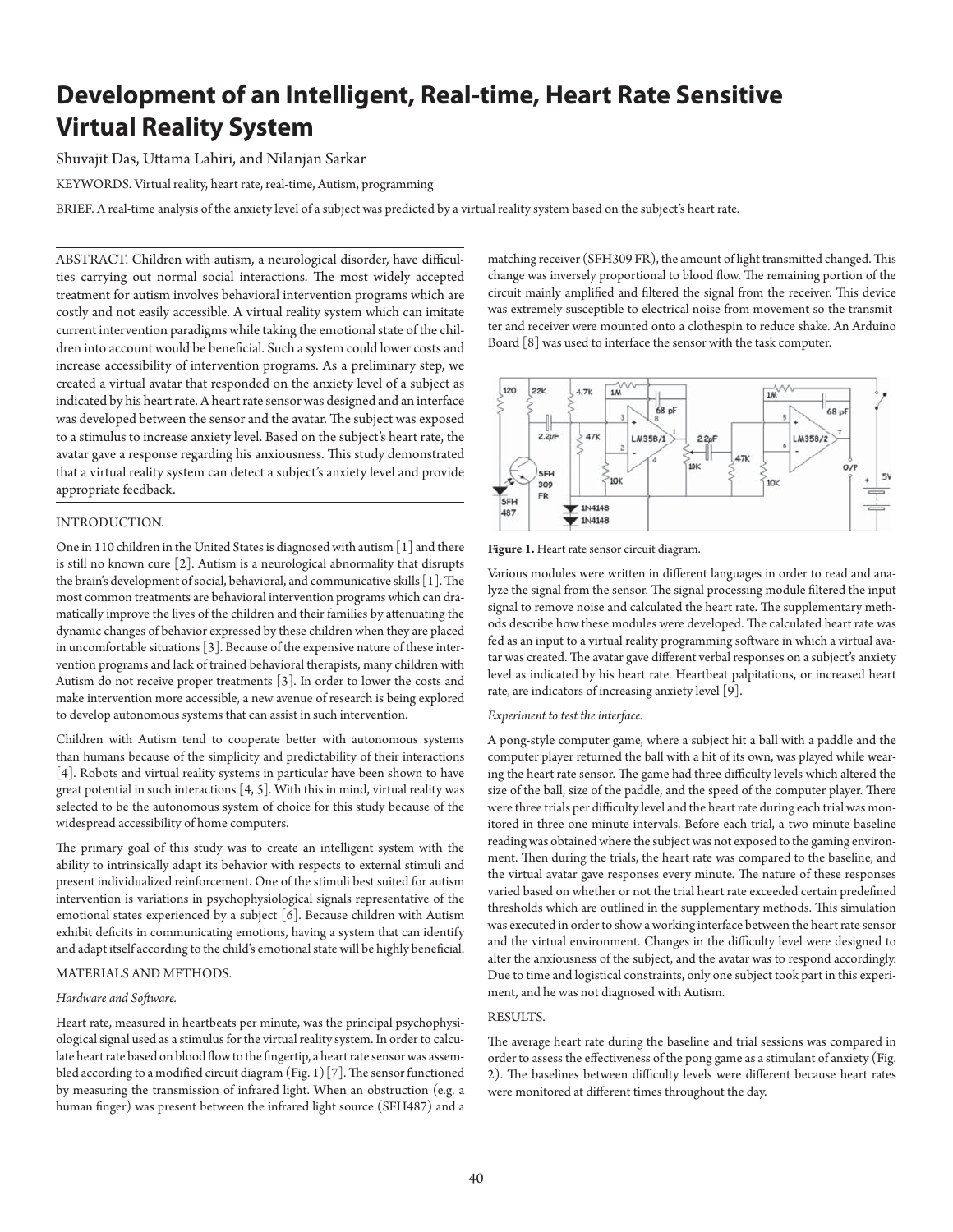# Development of an Intelligent, Real-time, Heart Rate Sensitive Virtual Reality System

Shuvajit Das, Uttama Lahiri, and Nilanjan Sarkar

KEYWORDS. Virtual reality, heart rate, real-time, Autism, programming

BRIEF. A real-time analysis of the anxiety level of a subject was predicted by a virtual reality system based on the subject's heart rate.

ABSTRACT. Children with autism, a neurological disorder, have difficulties carrying out normal social interactions. The most widely accepted treatment for autism involves behavioral intervention programs which are costly and not easily accessible. A virtual reality system which can imitate current intervention paradigms while taking the emotional state of the children into account would be beneficial. Such a system could lower costs and increase accessibility of intervention programs. As a preliminary step, we created a virtual avatar that responded on the anxiety level of a subject as indicated by his heart rate. A heart rate sensor was designed and an interface was developed between the sensor and the avatar. The subject was exposed to a stimulus to increase anxiety level. Based on the subject's heart rate, the avatar gave a response regarding his anxiousness. This study demonstrated that a virtual reality system can detect a subject's anxiety level and provide appropriate feedback.

## INTRODUCTION.

One in 110 children in the United States is diagnosed with autism [1] and there is still no known cure [2]. Autism is a neurological abnormality that disrupts the brain's development of social, behavioral, and communicative skills [1]. The most common treatments are behavioral intervention programs which can dramatically improve the lives of the children and their families by attenuating the dynamic changes of behavior expressed by these children when they are placed in uncomfortable situations [3]. Because of the expensive nature of these intervention programs and lack of trained behavioral therapists, many children with Autism do not receive proper treatments [3]. In order to lower the costs and make intervention more accessible, a new avenue of research is being explored to develop autonomous systems that can assist in such intervention.

Children with Autism tend to cooperate better with autonomous systems than humans because of the simplicity and predictability of their interactions [4]. Robots and virtual reality systems in particular have been shown to have great potential in such interactions [4, 5]. With this in mind, virtual reality was selected to be the autonomous system of choice for this study because of the widespread accessibility of home computers.

The primary goal of this study was to create an intelligent system with the ability to intrinsically adapt its behavior with respects to external stimuli and present individualized reinforcement. One of the stimuli best suited for autism intervention is variations in psychophysiological signals representative of the emotional states experienced by a subject [6]. Because children with Autism exhibit deficits in communicating emotions, having a system that can identify and adapt itself according to the child's emotional state will be highly beneficial.

## MATERIALS AND METHODS.

### *Hardware and Software.*

Heart rate, measured in heartbeats per minute, was the principal psychophysiological signal used as a stimulus for the virtual reality system. In order to calculate heart rate based on blood flow to the fingertip, a heart rate sensor was assembled according to a modified circuit diagram (Fig. 1) [7]. The sensor functioned by measuring the transmission of infrared light. When an obstruction (e.g. a human finger) was present between the infrared light source (SFH487) and a matching receiver (SFH309 FR), the amount of light transmitted changed. This change was inversely proportional to blood flow. The remaining portion of the circuit mainly amplified and filtered the signal from the receiver. This device was extremely susceptible to electrical noise from movement so the transmitter and receiver were mounted onto a clothespin to reduce shake. An Arduino Board [8] was used to interface the sensor with the task computer.

**Figure 1.** Heart rate sensor circuit diagram.

Various modules were written in different languages in order to read and analyze the signal from the sensor. The signal processing module filtered the input signal to remove noise and calculated the heart rate. The supplementary methods describe how these modules were developed. The calculated heart rate was fed as an input to a virtual reality programming software in which a virtual avatar was created. The avatar gave different verbal responses on a subject's anxiety level as indicated by his heart rate. Heartbeat palpitations, or increased heart rate, are indicators of increasing anxiety level [9].

### *Experiment to test the interface.*

A pong-style computer game, where a subject hit a ball with a paddle and the computer player returned the ball with a hit of its own, was played while wearing the heart rate sensor. The game had three difficulty levels which altered the size of the ball, size of the paddle, and the speed of the computer player. There were three trials per difficulty level and the heart rate during each trial was monitored in three one-minute intervals. Before each trial, a two minute baseline reading was obtained where the subject was not exposed to the gaming environment. Then during the trials, the heart rate was compared to the baseline, and the virtual avatar gave responses every minute. The nature of these responses varied based on whether or not the trial heart rate exceeded certain predefined thresholds which are outlined in the supplementary methods. This simulation was executed in order to show a working interface between the heart rate sensor and the virtual environment. Changes in the difficulty level were designed to alter the anxiousness of the subject, and the avatar was to respond accordingly. Due to time and logistical constraints, only one subject took part in this experiment, and he was not diagnosed with Autism.

## RESULTS.

The average heart rate during the baseline and trial sessions was compared in order to assess the effectiveness of the pong game as a stimulant of anxiety (Fig. 2). The baselines between difficulty levels were different because heart rates were monitored at different times throughout the day.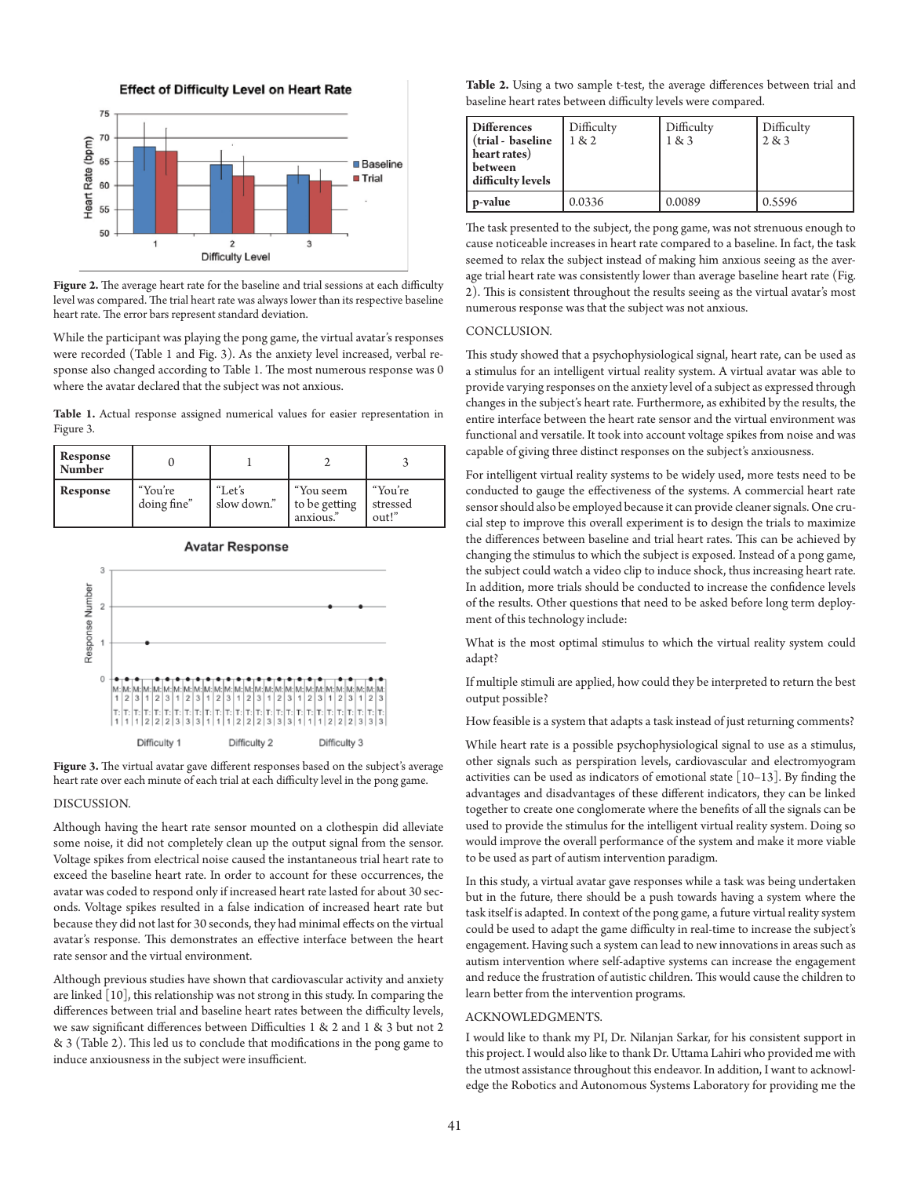Figure 2. The average heart rate for the baseline and trial sessions at each difficulty level was compared. The trial heart rate was always lower than its respective baseline heart rate. The error bars represent standard deviation.

While the participant was playing the pong game, the virtual avatar's responses were recorded (Table 1 and Fig. 3). As the anxiety level increased, verbal response also changed according to Table 1. The most numerous response was 0 where the avatar declared that the subject was not anxious.

**Table 1.** Actual response assigned numerical values for easier representation in Figure 3.

| Response Number | 0 | 1 | 2 | 3 |
|---|---|---|---|---|
| Response | "You're doing fine" | "Let's slow down." | "You seem to be getting anxious." | "You're stressed out!" |

Figure 3. The virtual avatar gave different responses based on the subject's average heart rate over each minute of each trial at each difficulty level in the pong game.

DISCUSSION.

Although having the heart rate sensor mounted on a clothespin did alleviate some noise, it did not completely clean up the output signal from the sensor. Voltage spikes from electrical noise caused the instantaneous trial heart rate to exceed the baseline heart rate. In order to account for these occurrences, the avatar was coded to respond only if increased heart rate lasted for about 30 seconds. Voltage spikes resulted in a false indication of increased heart rate but because they did not last for 30 seconds, they had minimal effects on the virtual avatar's response. This demonstrates an effective interface between the heart rate sensor and the virtual environment.

Although previous studies have shown that cardiovascular activity and anxiety are linked [10], this relationship was not strong in this study. In comparing the differences between trial and baseline heart rates between the difficulty levels, we saw significant differences between Difficulties 1 & 2 and 1 & 3 but not 2 & 3 (Table 2). This led us to conclude that modifications in the pong game to induce anxiousness in the subject were insufficient.

**Table 2.** Using a two sample t-test, the average differences between trial and baseline heart rates between difficulty levels were compared.

| Differences (trial - baseline heart rates) between difficulty levels | Difficulty 1 & 2 | Difficulty 1 & 3 | Difficulty 2 & 3 |
|---|---|---|---|
| p-value | 0.0336 | 0.0089 | 0.5596 |

The task presented to the subject, the pong game, was not strenuous enough to cause noticeable increases in heart rate compared to a baseline. In fact, the task seemed to relax the subject instead of making him anxious seeing as the average trial heart rate was consistently lower than average baseline heart rate (Fig. 2). This is consistent throughout the results seeing as the virtual avatar's most numerous response was that the subject was not anxious.

CONCLUSION.

This study showed that a psychophysiological signal, heart rate, can be used as a stimulus for an intelligent virtual reality system. A virtual avatar was able to provide varying responses on the anxiety level of a subject as expressed through changes in the subject's heart rate. Furthermore, as exhibited by the results, the entire interface between the heart rate sensor and the virtual environment was functional and versatile. It took into account voltage spikes from noise and was capable of giving three distinct responses on the subject's anxiousness.

For intelligent virtual reality systems to be widely used, more tests need to be conducted to gauge the effectiveness of the systems. A commercial heart rate sensor should also be employed because it can provide cleaner signals. One crucial step to improve this overall experiment is to design the trials to maximize the differences between baseline and trial heart rates. This can be achieved by changing the stimulus to which the subject is exposed. Instead of a pong game, the subject could watch a video clip to induce shock, thus increasing heart rate. In addition, more trials should be conducted to increase the confidence levels of the results. Other questions that need to be asked before long term deployment of this technology include:

What is the most optimal stimulus to which the virtual reality system could adapt?

If multiple stimuli are applied, how could they be interpreted to return the best output possible?

How feasible is a system that adapts a task instead of just returning comments?

While heart rate is a possible psychophysiological signal to use as a stimulus, other signals such as perspiration levels, cardiovascular and electromyogram activities can be used as indicators of emotional state [10–13]. By finding the advantages and disadvantages of these different indicators, they can be linked together to create one conglomerate where the benefits of all the signals can be used to provide the stimulus for the intelligent virtual reality system. Doing so would improve the overall performance of the system and make it more viable to be used as part of autism intervention paradigm.

In this study, a virtual avatar gave responses while a task was being undertaken but in the future, there should be a push towards having a system where the task itself is adapted. In context of the pong game, a future virtual reality system could be used to adapt the game difficulty in real-time to increase the subject's engagement. Having such a system can lead to new innovations in areas such as autism intervention where self-adaptive systems can increase the engagement and reduce the frustration of autistic children. This would cause the children to learn better from the intervention programs.

ACKNOWLEDGMENTS.

I would like to thank my PI, Dr. Nilanjan Sarkar, for his consistent support in this project. I would also like to thank Dr. Uttama Lahiri who provided me with the utmost assistance throughout this endeavor. In addition, I want to acknowledge the Robotics and Autonomous Systems Laboratory for providing me the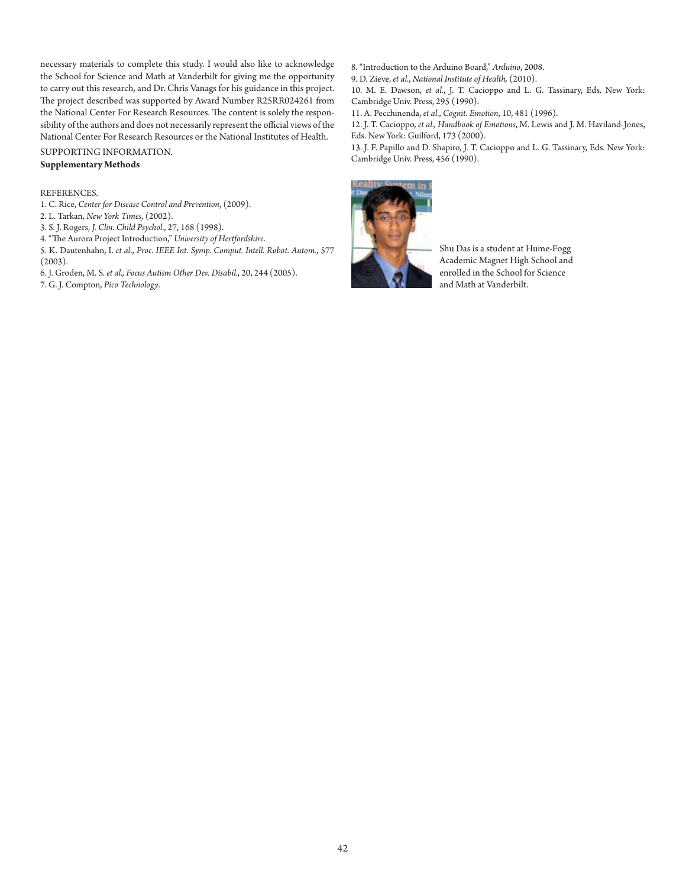necessary materials to complete this study. I would also like to acknowledge the School for Science and Math at Vanderbilt for giving me the opportunity to carry out this research, and Dr. Chris Vanags for his guidance in this project. The project described was supported by Award Number R25RR024261 from the National Center For Research Resources. The content is solely the responsibility of the authors and does not necessarily represent the official views of the National Center For Research Resources or the National Institutes of Health.

SUPPORTING INFORMATION.

**Supplementary Methods**

REFERENCES.

1. C. Rice, *Center for Disease Control and Prevention*, (2009).
2. L. Tarkan, *New York Times*, (2002).
3. S. J. Rogers, *J. Clin. Child Psychol.*, 27, 168 (1998).
4. "The Aurora Project Introduction," *University of Hertfordshire*.
5. K. Dautenhahn, I. *et al.*, *Proc. IEEE Int. Symp. Comput. Intell. Robot. Autom.*, 577 (2003).
6. J. Groden, M. S. *et al., Focus Autism Other Dev. Disabil.*, 20, 244 (2005).
7. G. J. Compton, *Pico Technology*.
8. "Introduction to the Arduino Board," *Arduino*, 2008.
9. D. Zieve, *et al.*, *National Institute of Health,* (2010).
10. M. E. Dawson, *et al.*, J. T. Cacioppo and L. G. Tassinary, Eds. New York: Cambridge Univ. Press, 295 (1990).
11. A. Pecchinenda, *et al.*, *Cognit. Emotion*, 10, 481 (1996).
12. J. T. Cacioppo, *et al., Handbook of Emotions*, M. Lewis and J. M. Haviland-Jones, Eds. New York: Guilford, 173 (2000).
13. J. F. Papillo and D. Shapiro, J. T. Cacioppo and L. G. Tassinary, Eds. New York: Cambridge Univ. Press, 456 (1990).

Shu Das is a student at Hume-Fogg Academic Magnet High School and enrolled in the School for Science and Math at Vanderbilt.